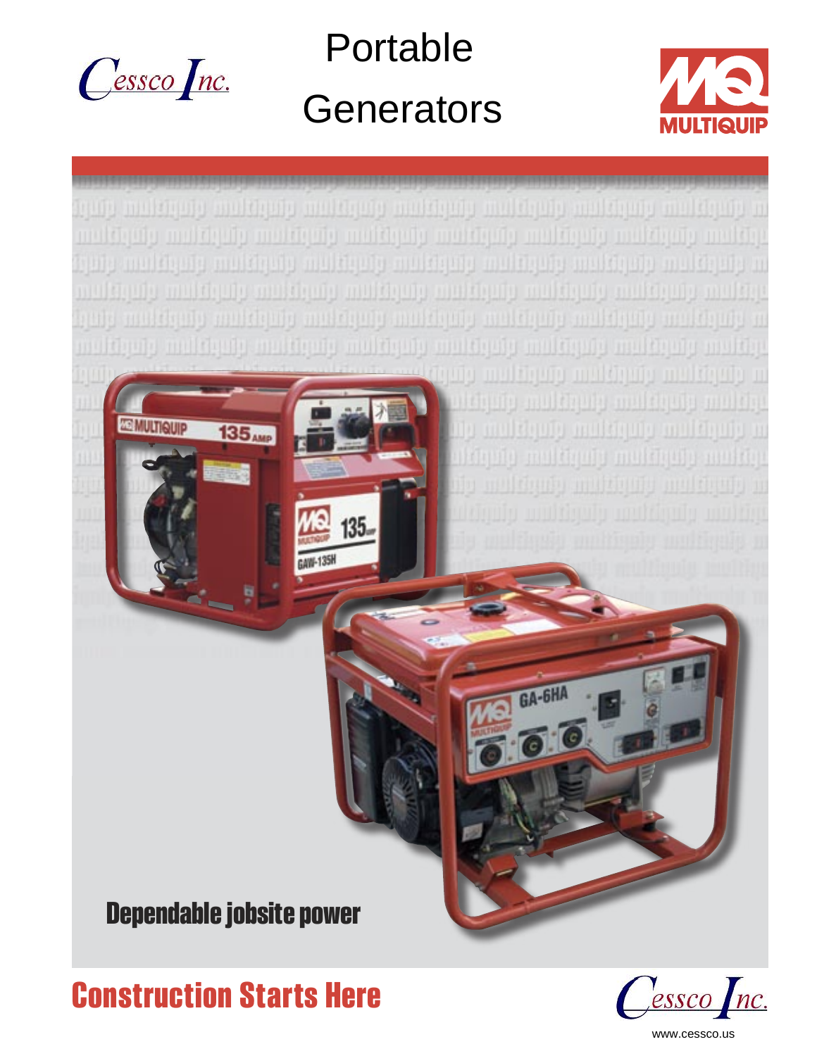Cessco Inc.

# Portable Generators

MULTIQUIP

Dependable jobsite power

## Construction Starts Here

Cessco Inc.

www.cessco.us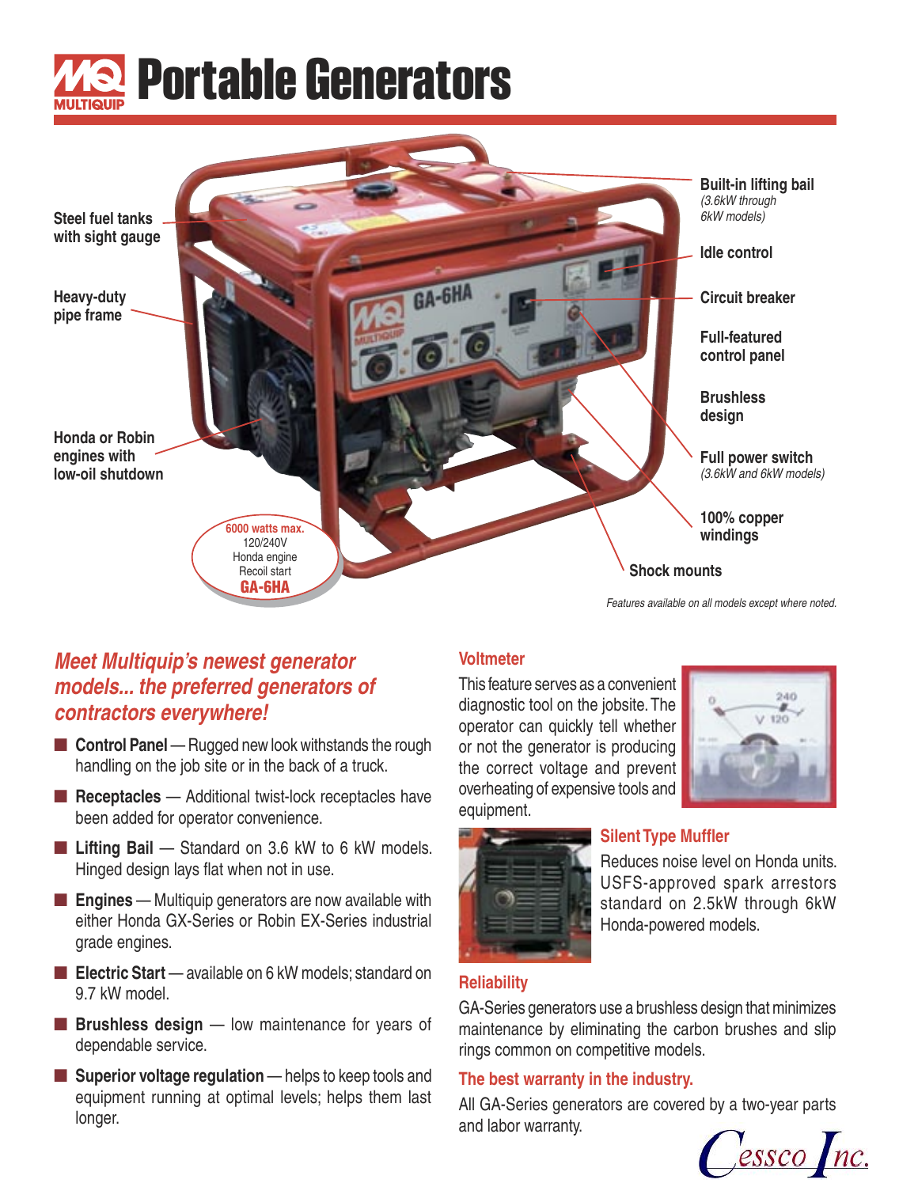# Portable Generators

Steel fuel tanks with sight gauge

Heavy-duty pipe frame

Honda or Robin engines with low-oil shutdown

Built-in lifting bail *(3.6kW through 6kW models)*

Idle control

Circuit breaker

Full-featured control panel

Brushless design

Full power switch *(3.6kW and 6kW models)*

100% copper windings

Shock mounts

**6000 watts max.**
120/240V
Honda engine
Recoil start
**GA-6HA**

*Features available on all models except where noted.*

## *Meet Multiquip's newest generator models... the preferred generators of contractors everywhere!*

- **Control Panel** — Rugged new look withstands the rough handling on the job site or in the back of a truck.
- **Receptacles** — Additional twist-lock receptacles have been added for operator convenience.
- **Lifting Bail** — Standard on 3.6 kW to 6 kW models. Hinged design lays flat when not in use.
- **Engines** — Multiquip generators are now available with either Honda GX-Series or Robin EX-Series industrial grade engines.
- **Electric Start** — available on 6 kW models; standard on 9.7 kW model.
- **Brushless design** — low maintenance for years of dependable service.
- **Superior voltage regulation** — helps to keep tools and equipment running at optimal levels; helps them last longer.

### Voltmeter

This feature serves as a convenient diagnostic tool on the jobsite. The operator can quickly tell whether or not the generator is producing the correct voltage and prevent overheating of expensive tools and equipment.

### Silent Type Muffler

Reduces noise level on Honda units. USFS-approved spark arrestors standard on 2.5kW through 6kW Honda-powered models.

### Reliability

GA-Series generators use a brushless design that minimizes maintenance by eliminating the carbon brushes and slip rings common on competitive models.

### The best warranty in the industry.

All GA-Series generators are covered by a two-year parts and labor warranty.

Cessco Inc.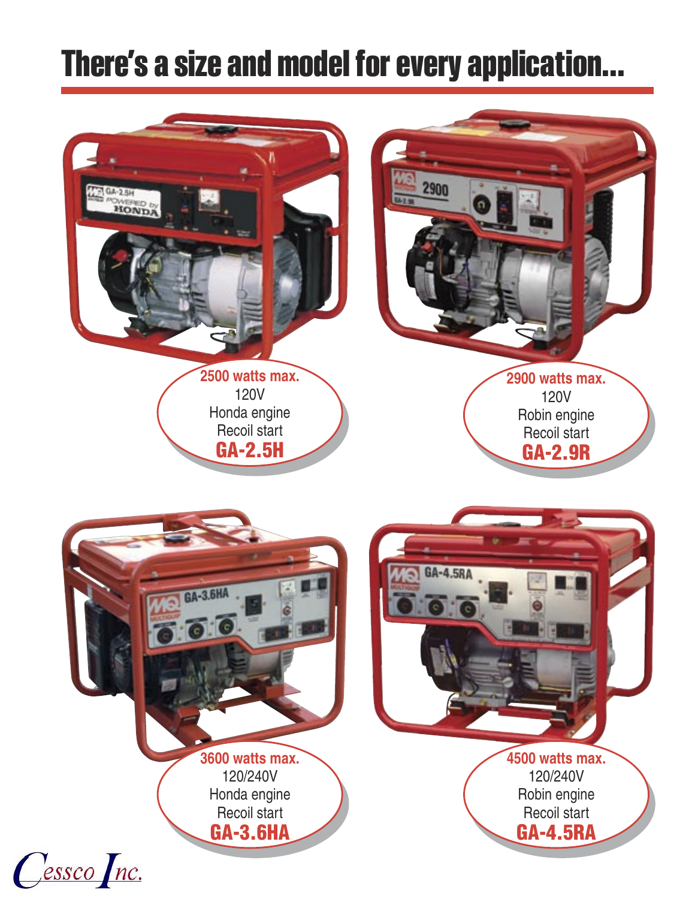# There's a size and model for every application...

**2500 watts max.**
120V
Honda engine
Recoil start
**GA-2.5H**

**2900 watts max.**
120V
Robin engine
Recoil start
**GA-2.9R**

**3600 watts max.**
120/240V
Honda engine
Recoil start
**GA-3.6HA**

**4500 watts max.**
120/240V
Robin engine
Recoil start
**GA-4.5RA**

*Cessco Inc.*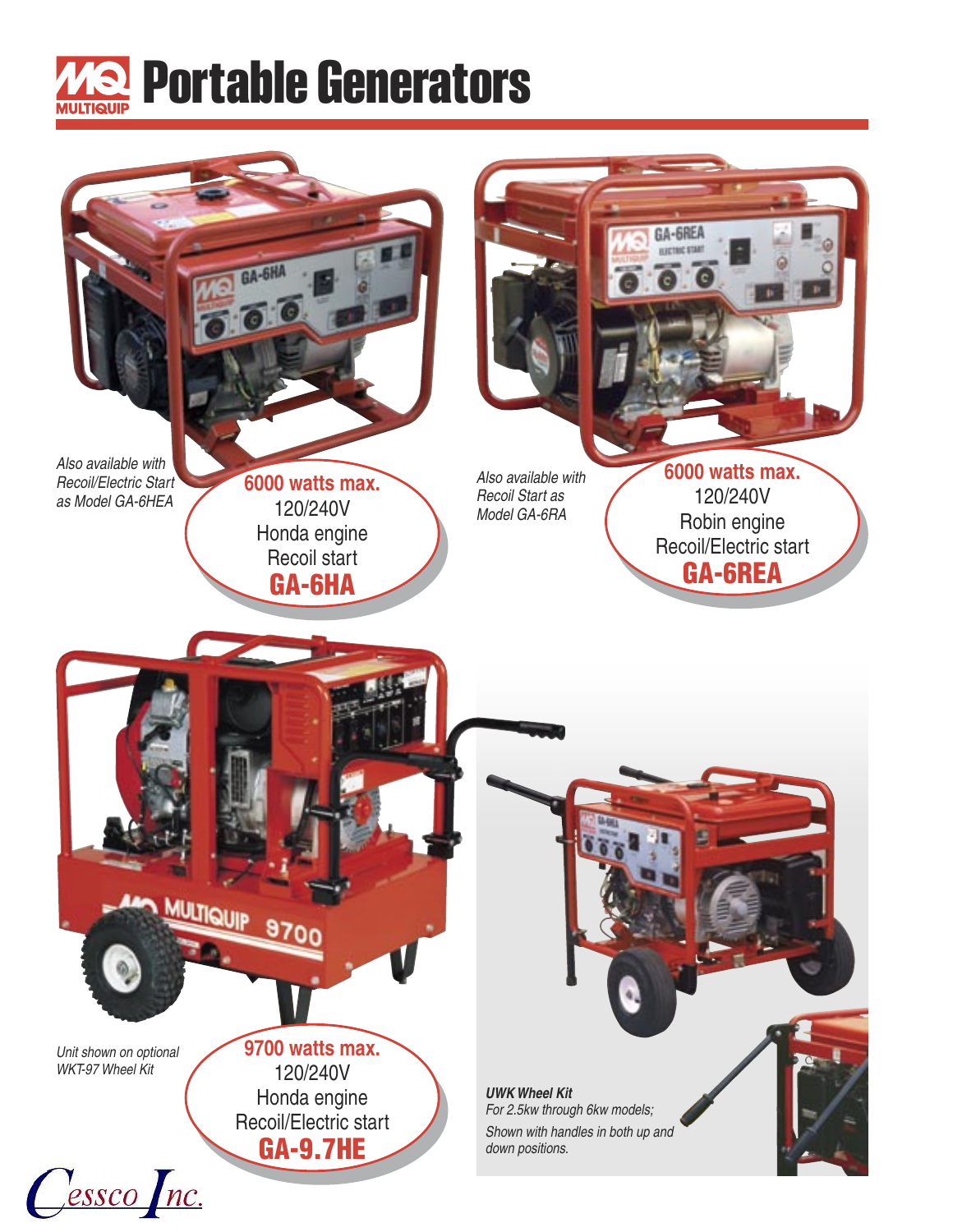# Portable Generators

*Also available with Recoil/Electric Start as Model GA-6HEA*

**6000 watts max.**
120/240V
Honda engine
Recoil start
**GA-6HA**

*Also available with Recoil Start as Model GA-6RA*

**6000 watts max.**
120/240V
Robin engine
Recoil/Electric start
**GA-6REA**

*Unit shown on optional WKT-97 Wheel Kit*

**9700 watts max.**
120/240V
Honda engine
Recoil/Electric start
**GA-9.7HE**

***UWK Wheel Kit***
*For 2.5kw through 6kw models;*
*Shown with handles in both up and down positions.*

Cessco Inc.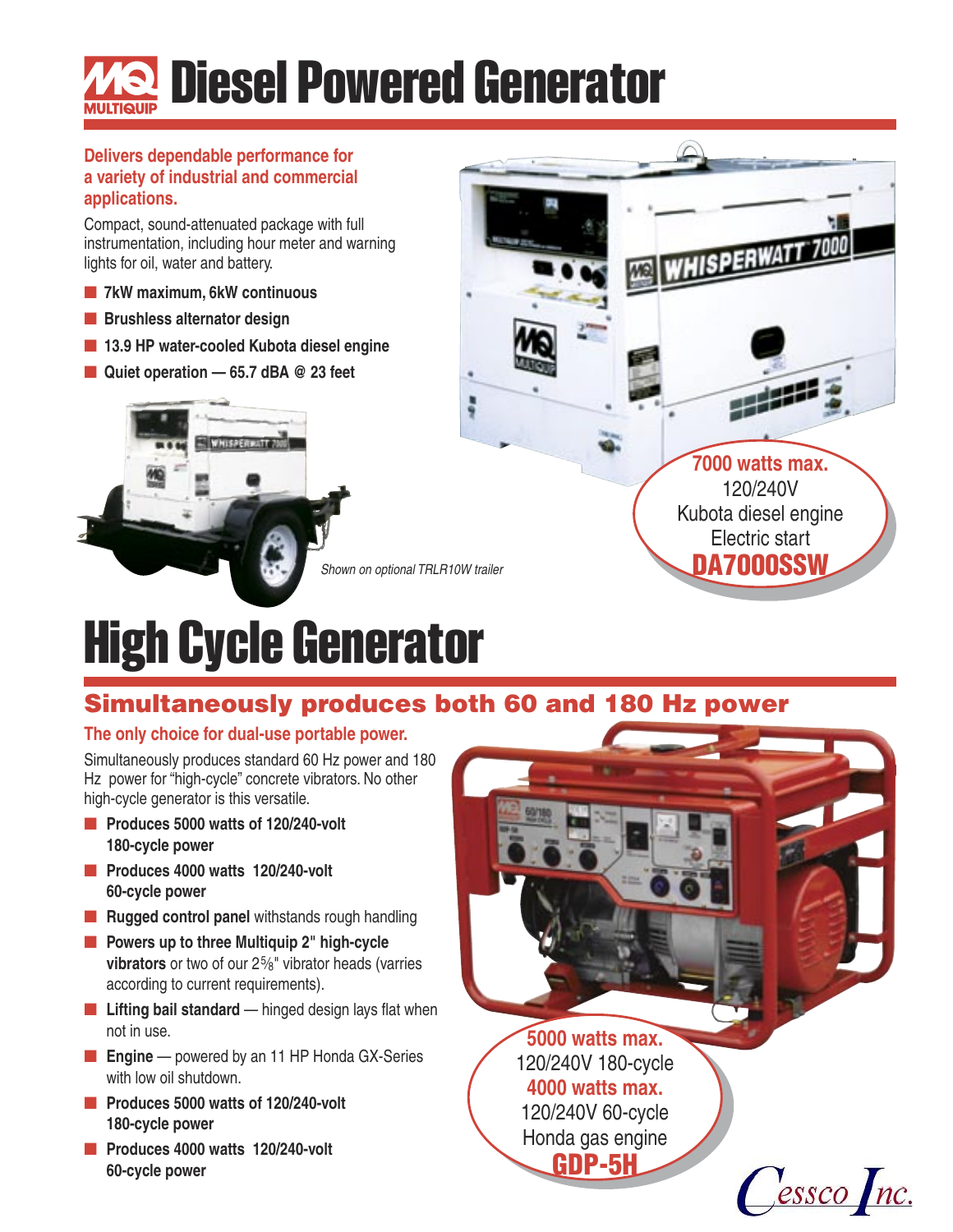# MQ MULTIQUIP Diesel Powered Generator

**Delivers dependable performance for a variety of industrial and commercial applications.**

Compact, sound-attenuated package with full instrumentation, including hour meter and warning lights for oil, water and battery.

- **7kW maximum, 6kW continuous**
- **Brushless alternator design**
- **13.9 HP water-cooled Kubota diesel engine**
- **Quiet operation — 65.7 dBA @ 23 feet**

*Shown on optional TRLR10W trailer*

**7000 watts max.**
120/240V
Kubota diesel engine
Electric start
**DA7000SSW**

# High Cycle Generator

## Simultaneously produces both 60 and 180 Hz power

**The only choice for dual-use portable power.**

Simultaneously produces standard 60 Hz power and 180 Hz power for "high-cycle" concrete vibrators. No other high-cycle generator is this versatile.

- **Produces 5000 watts of 120/240-volt 180-cycle power**
- **Produces 4000 watts 120/240-volt 60-cycle power**
- **Rugged control panel** withstands rough handling
- **Powers up to three Multiquip 2" high-cycle vibrators** or two of our 2⅝" vibrator heads (varries according to current requirements).
- **Lifting bail standard** — hinged design lays flat when not in use.
- **Engine** — powered by an 11 HP Honda GX-Series with low oil shutdown.
- **Produces 5000 watts of 120/240-volt 180-cycle power**
- **Produces 4000 watts 120/240-volt 60-cycle power**

**5000 watts max.**
120/240V 180-cycle
**4000 watts max.**
120/240V 60-cycle
Honda gas engine
**GDP-5H**

Cessco Inc.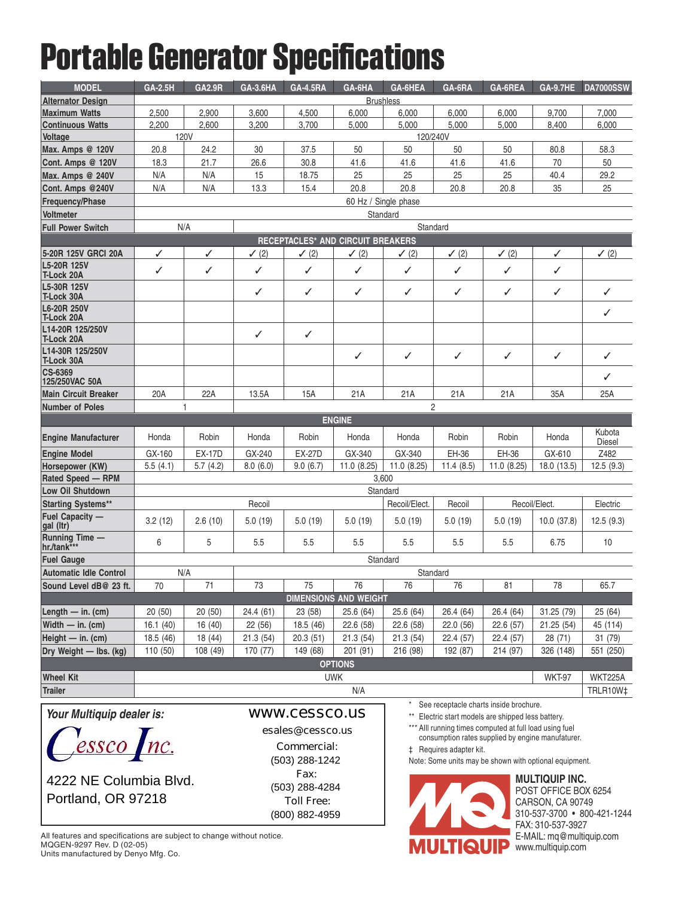# Portable Generator Specifications

| MODEL | GA-2.5H | GA2.9R | GA-3.6HA | GA-4.5RA | GA-6HA | GA-6HEA | GA-6RA | GA-6REA | GA-9.7HE | DA7000SSW |
|---|---|---|---|---|---|---|---|---|---|---|
| Alternator Design | Brushless | | | | | | | | | |
| Maximum Watts | 2,500 | 2,900 | 3,600 | 4,500 | 6,000 | 6,000 | 6,000 | 6,000 | 9,700 | 7,000 |
| Continuous Watts | 2,200 | 2,600 | 3,200 | 3,700 | 5,000 | 5,000 | 5,000 | 5,000 | 8,400 | 6,000 |
| Voltage | 120V | | 120/240V | | | | | | | |
| Max. Amps @ 120V | 20.8 | 24.2 | 30 | 37.5 | 50 | 50 | 50 | 50 | 80.8 | 58.3 |
| Cont. Amps @ 120V | 18.3 | 21.7 | 26.6 | 30.8 | 41.6 | 41.6 | 41.6 | 41.6 | 70 | 50 |
| Max. Amps @ 240V | N/A | N/A | 15 | 18.75 | 25 | 25 | 25 | 25 | 40.4 | 29.2 |
| Cont. Amps @240V | N/A | N/A | 13.3 | 15.4 | 20.8 | 20.8 | 20.8 | 20.8 | 35 | 25 |
| Frequency/Phase | 60 Hz / Single phase | | | | | | | | | |
| Voltmeter | Standard | | | | | | | | | |
| Full Power Switch | N/A | | Standard | | | | | | | |
| **RECEPTACLES* AND CIRCUIT BREAKERS** | | | | | | | | | | |
| 5-20R 125V GRCI 20A | ✓ | ✓ | ✓ (2) | ✓ (2) | ✓ (2) | ✓ (2) | ✓ (2) | ✓ (2) | ✓ | ✓ (2) |
| L5-20R 125V T-Lock 20A | ✓ | ✓ | ✓ | ✓ | ✓ | ✓ | ✓ | ✓ | ✓ | |
| L5-30R 125V T-Lock 30A | | | ✓ | ✓ | ✓ | ✓ | ✓ | ✓ | ✓ | ✓ |
| L6-20R 250V T-Lock 20A | | | | | | | | | | ✓ |
| L14-20R 125/250V T-Lock 20A | | | ✓ | ✓ | | | | | | |
| L14-30R 125/250V T-Lock 30A | | | | | ✓ | ✓ | ✓ | ✓ | ✓ | ✓ |
| CS-6369 125/250VAC 50A | | | | | | | | | | ✓ |
| Main Circuit Breaker | 20A | 22A | 13.5A | 15A | 21A | 21A | 21A | 21A | 35A | 25A |
| Number of Poles | 1 | | 2 | | | | | | | |
| **ENGINE** | | | | | | | | | | |
| Engine Manufacturer | Honda | Robin | Honda | Robin | Honda | Honda | Robin | Robin | Honda | Kubota Diesel |
| Engine Model | GX-160 | EX-17D | GX-240 | EX-27D | GX-340 | GX-340 | EH-36 | EH-36 | GX-610 | Z482 |
| Horsepower (KW) | 5.5 (4.1) | 5.7 (4.2) | 8.0 (6.0) | 9.0 (6.7) | 11.0 (8.25) | 11.0 (8.25) | 11.4 (8.5) | 11.0 (8.25) | 18.0 (13.5) | 12.5 (9.3) |
| Rated Speed — RPM | 3,600 | | | | | | | | | |
| Low Oil Shutdown | Standard | | | | | | | | | |
| Starting Systems** | Recoil | | | | | Recoil/Elect. | Recoil | Recoil/Elect. | | Electric |
| Fuel Capacity — gal (ltr) | 3.2 (12) | 2.6 (10) | 5.0 (19) | 5.0 (19) | 5.0 (19) | 5.0 (19) | 5.0 (19) | 5.0 (19) | 10.0 (37.8) | 12.5 (9.3) |
| Running Time — hr./tank*** | 6 | 5 | 5.5 | 5.5 | 5.5 | 5.5 | 5.5 | 5.5 | 6.75 | 10 |
| Fuel Gauge | Standard | | | | | | | | | |
| Automatic Idle Control | N/A | | Standard | | | | | | | |
| Sound Level dB@ 23 ft. | 70 | 71 | 73 | 75 | 76 | 76 | 76 | 81 | 78 | 65.7 |
| **DIMENSIONS AND WEIGHT** | | | | | | | | | | |
| Length — in. (cm) | 20 (50) | 20 (50) | 24.4 (61) | 23 (58) | 25.6 (64) | 25.6 (64) | 26.4 (64) | 26.4 (64) | 31.25 (79) | 25 (64) |
| Width — in. (cm) | 16.1 (40) | 16 (40) | 22 (56) | 18.5 (46) | 22.6 (58) | 22.6 (58) | 22.0 (56) | 22.6 (57) | 21.25 (54) | 45 (114) |
| Height — in. (cm) | 18.5 (46) | 18 (44) | 21.3 (54) | 20.3 (51) | 21.3 (54) | 21.3 (54) | 22.4 (57) | 22.4 (57) | 28 (71) | 31 (79) |
| Dry Weight — lbs. (kg) | 110 (50) | 108 (49) | 170 (77) | 149 (68) | 201 (91) | 216 (98) | 192 (87) | 214 (97) | 326 (148) | 551 (250) |
| **OPTIONS** | | | | | | | | | | |
| Wheel Kit | UWK | | | | | | | | WKT-97 | WKT225A |
| Trailer | N/A | | | | | | | | | TRLR10W‡ |

\* See receptacle charts inside brochure.
\*\* Electric start models are shipped less battery.
\*\*\* Alll running times computed at full load using fuel consumption rates supplied by engine manufacturer.
‡ Requires adapter kit.
Note: Some units may be shown with optional equipment.

*Your Multiquip dealer is:*

Cessco Inc.

4222 NE Columbia Blvd.
Portland, OR 97218

www.cessco.us
esales@cessco.us
Commercial:
(503) 288-1242
Fax:
(503) 288-4284
Toll Free:
(800) 882-4959

**MULTIQUIP INC.**
POST OFFICE BOX 6254
CARSON, CA 90749
310-537-3700 • 800-421-1244
FAX: 310-537-3927
E-MAIL: mq@multiquip.com
www.multiquip.com

All features and specifications are subject to change without notice.
MQGEN-9297 Rev. D (02-05)
Units manufactured by Denyo Mfg. Co.